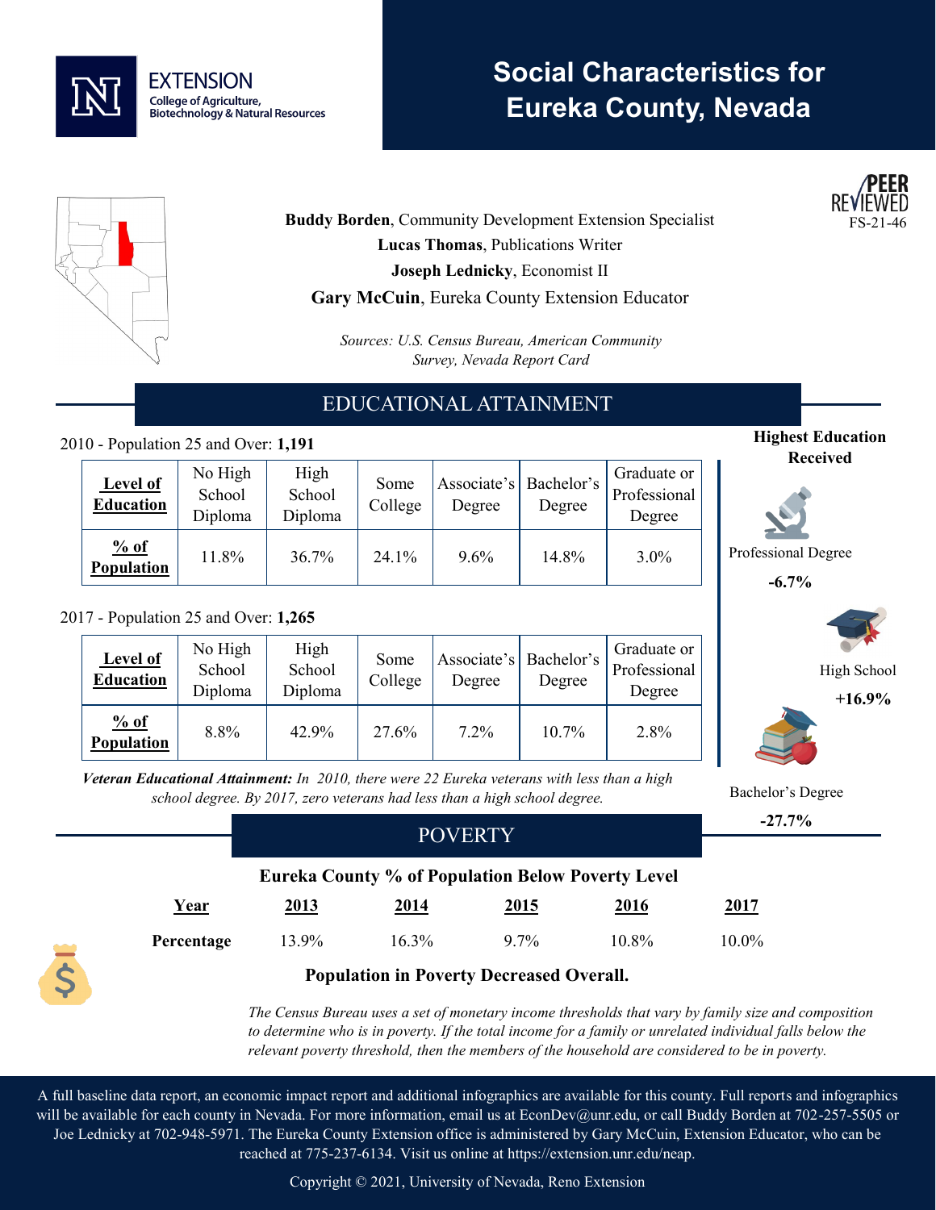EXTENSION
College of Agriculture, Biotechnology & Natural Resources

# Social Characteristics for Eureka County, Nevada

PEER REVIEWED
FS-21-46

**Buddy Borden**, Community Development Extension Specialist
**Lucas Thomas**, Publications Writer
**Joseph Lednicky**, Economist II
**Gary McCuin**, Eureka County Extension Educator

*Sources: U.S. Census Bureau, American Community Survey, Nevada Report Card*

## EDUCATIONAL ATTAINMENT

2010 - Population 25 and Over: **1,191**

| **Level of Education** | No High School Diploma | High School Diploma | Some College | Associate's Degree | Bachelor's Degree | Graduate or Professional Degree |
|---|---|---|---|---|---|---|
| **% of Population** | 11.8% | 36.7% | 24.1% | 9.6% | 14.8% | 3.0% |

2017 - Population 25 and Over: **1,265**

| **Level of Education** | No High School Diploma | High School Diploma | Some College | Associate's Degree | Bachelor's Degree | Graduate or Professional Degree |
|---|---|---|---|---|---|---|
| **% of Population** | 8.8% | 42.9% | 27.6% | 7.2% | 10.7% | 2.8% |

***Veteran Educational Attainment:*** *In 2010, there were 22 Eureka veterans with less than a high school degree. By 2017, zero veterans had less than a high school degree.*

**Highest Education Received**

Professional Degree
**-6.7%**

High School
**+16.9%**

Bachelor's Degree
**-27.7%**

## POVERTY

**Eureka County % of Population Below Poverty Level**

| **Year** | **2013** | **2014** | **2015** | **2016** | **2017** |
|---|---|---|---|---|---|
| **Percentage** | 13.9% | 16.3% | 9.7% | 10.8% | 10.0% |

**Population in Poverty Decreased Overall.**

*The Census Bureau uses a set of monetary income thresholds that vary by family size and composition to determine who is in poverty. If the total income for a family or unrelated individual falls below the relevant poverty threshold, then the members of the household are considered to be in poverty.*

A full baseline data report, an economic impact report and additional infographics are available for this county. Full reports and infographics will be available for each county in Nevada. For more information, email us at EconDev@unr.edu, or call Buddy Borden at 702-257-5505 or Joe Lednicky at 702-948-5971. The Eureka County Extension office is administered by Gary McCuin, Extension Educator, who can be reached at 775-237-6134. Visit us online at https://extension.unr.edu/neap.

Copyright © 2021, University of Nevada, Reno Extension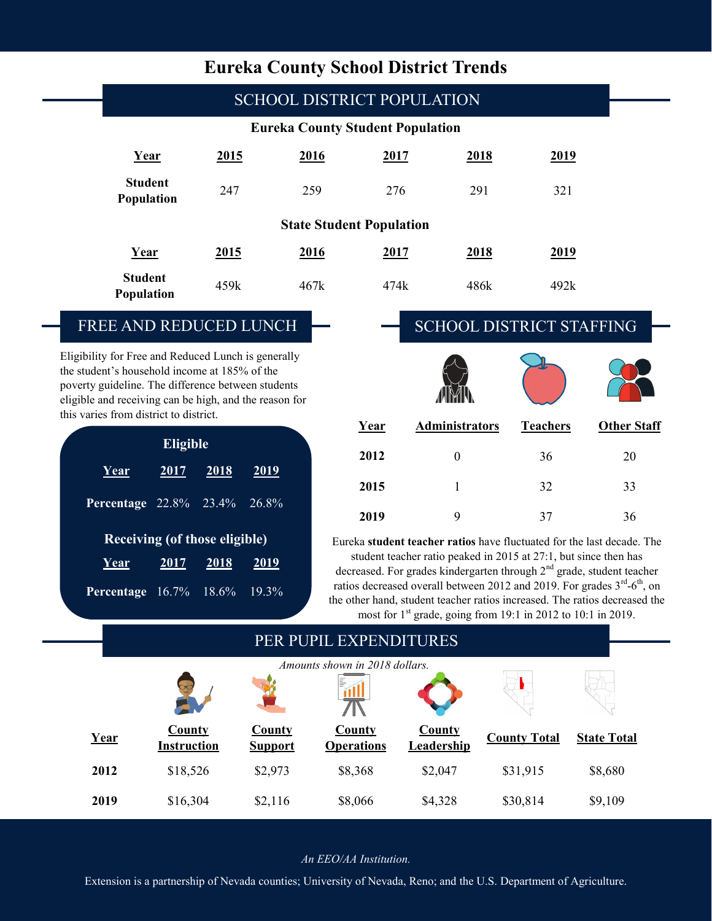# Eureka County School District Trends

## SCHOOL DISTRICT POPULATION

**Eureka County Student Population**

| Year | 2015 | 2016 | 2017 | 2018 | 2019 |
|---|---|---|---|---|---|
| Student Population | 247 | 259 | 276 | 291 | 321 |

**State Student Population**

| Year | 2015 | 2016 | 2017 | 2018 | 2019 |
|---|---|---|---|---|---|
| Student Population | 459k | 467k | 474k | 486k | 492k |

## FREE AND REDUCED LUNCH

Eligibility for Free and Reduced Lunch is generally the student's household income at 185% of the poverty guideline. The difference between students eligible and receiving can be high, and the reason for this varies from district to district.

**Eligible**

| Year | 2017 | 2018 | 2019 |
|---|---|---|---|
| Percentage | 22.8% | 23.4% | 26.8% |

**Receiving (of those eligible)**

| Year | 2017 | 2018 | 2019 |
|---|---|---|---|
| Percentage | 16.7% | 18.6% | 19.3% |

## SCHOOL DISTRICT STAFFING

| Year | Administrators | Teachers | Other Staff |
|---|---|---|---|
| 2012 | 0 | 36 | 20 |
| 2015 | 1 | 32 | 33 |
| 2019 | 9 | 37 | 36 |

Eureka **student teacher ratios** have fluctuated for the last decade. The student teacher ratio peaked in 2015 at 27:1, but since then has decreased. For grades kindergarten through 2nd grade, student teacher ratios decreased overall between 2012 and 2019. For grades 3rd-6th, on the other hand, student teacher ratios increased. The ratios decreased the most for 1st grade, going from 19:1 in 2012 to 10:1 in 2019.

## PER PUPIL EXPENDITURES

*Amounts shown in 2018 dollars.*

| Year | County Instruction | County Support | County Operations | County Leadership | County Total | State Total |
|---|---|---|---|---|---|---|
| 2012 | $18,526 | $2,973 | $8,368 | $2,047 | $31,915 | $8,680 |
| 2019 | $16,304 | $2,116 | $8,066 | $4,328 | $30,814 | $9,109 |

*An EEO/AA Institution.*

Extension is a partnership of Nevada counties; University of Nevada, Reno; and the U.S. Department of Agriculture.